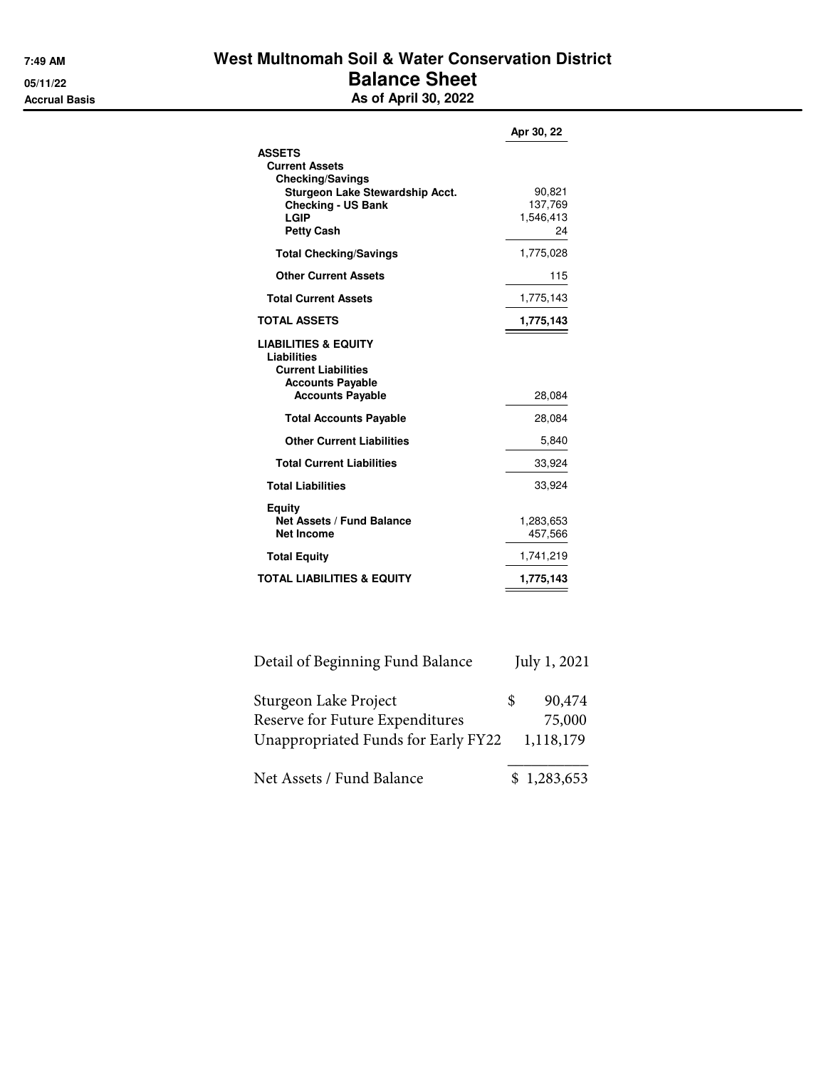7:49 AM
05/11/22
Accrual Basis

# West Multnomah Soil & Water Conservation District
## Balance Sheet
### As of April 30, 2022

| | Apr 30, 22 |
|---|---|
| **ASSETS** | |
| **Current Assets** | |
| **Checking/Savings** | |
| **Sturgeon Lake Stewardship Acct.** | 90,821 |
| **Checking - US Bank** | 137,769 |
| **LGIP** | 1,546,413 |
| **Petty Cash** | 24 |
| **Total Checking/Savings** | 1,775,028 |
| **Other Current Assets** | 115 |
| **Total Current Assets** | 1,775,143 |
| **TOTAL ASSETS** | **1,775,143** |
| **LIABILITIES & EQUITY** | |
| **Liabilities** | |
| **Current Liabilities** | |
| **Accounts Payable** | |
| **Accounts Payable** | 28,084 |
| **Total Accounts Payable** | 28,084 |
| **Other Current Liabilities** | 5,840 |
| **Total Current Liabilities** | 33,924 |
| **Total Liabilities** | 33,924 |
| **Equity** | |
| **Net Assets / Fund Balance** | 1,283,653 |
| **Net Income** | 457,566 |
| **Total Equity** | 1,741,219 |
| **TOTAL LIABILITIES & EQUITY** | **1,775,143** |

| Detail of Beginning Fund Balance | July 1, 2021 |
|---|---|
| Sturgeon Lake Project | $ 90,474 |
| Reserve for Future Expenditures | 75,000 |
| Unappropriated Funds for Early FY22 | 1,118,179 |
| Net Assets / Fund Balance | $ 1,283,653 |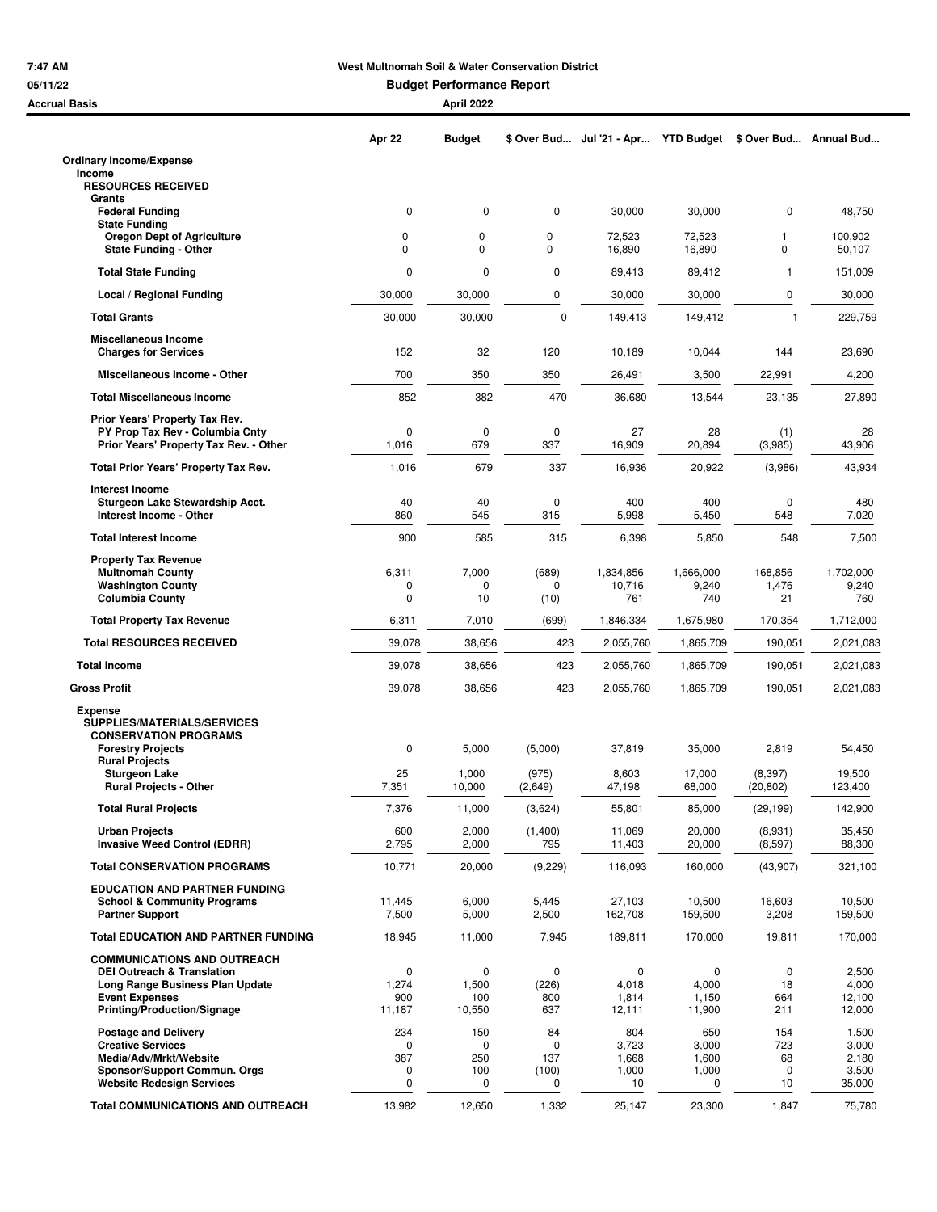**7:47 AM**
**05/11/22**
**Accrual Basis**

# West Multnomah Soil & Water Conservation District

## Budget Performance Report

### April 2022

| | Apr 22 | Budget | $ Over Bud... | Jul '21 - Apr... | YTD Budget | $ Over Bud... | Annual Bud... |
|---|---|---|---|---|---|---|---|
| **Ordinary Income/Expense** | | | | | | | |
| **Income** | | | | | | | |
| **RESOURCES RECEIVED** | | | | | | | |
| **Grants** | | | | | | | |
| **Federal Funding** | 0 | 0 | 0 | 30,000 | 30,000 | 0 | 48,750 |
| **State Funding** | | | | | | | |
| **Oregon Dept of Agriculture** | 0 | 0 | 0 | 72,523 | 72,523 | 1 | 100,902 |
| **State Funding - Other** | 0 | 0 | 0 | 16,890 | 16,890 | 0 | 50,107 |
| **Total State Funding** | 0 | 0 | 0 | 89,413 | 89,412 | 1 | 151,009 |
| **Local / Regional Funding** | 30,000 | 30,000 | 0 | 30,000 | 30,000 | 0 | 30,000 |
| **Total Grants** | 30,000 | 30,000 | 0 | 149,413 | 149,412 | 1 | 229,759 |
| **Miscellaneous Income** | | | | | | | |
| **Charges for Services** | 152 | 32 | 120 | 10,189 | 10,044 | 144 | 23,690 |
| **Miscellaneous Income - Other** | 700 | 350 | 350 | 26,491 | 3,500 | 22,991 | 4,200 |
| **Total Miscellaneous Income** | 852 | 382 | 470 | 36,680 | 13,544 | 23,135 | 27,890 |
| **Prior Years' Property Tax Rev.** | | | | | | | |
| **PY Prop Tax Rev - Columbia Cnty** | 0 | 0 | 0 | 27 | 28 | (1) | 28 |
| **Prior Years' Property Tax Rev. - Other** | 1,016 | 679 | 337 | 16,909 | 20,894 | (3,985) | 43,906 |
| **Total Prior Years' Property Tax Rev.** | 1,016 | 679 | 337 | 16,936 | 20,922 | (3,986) | 43,934 |
| **Interest Income** | | | | | | | |
| **Sturgeon Lake Stewardship Acct.** | 40 | 40 | 0 | 400 | 400 | 0 | 480 |
| **Interest Income - Other** | 860 | 545 | 315 | 5,998 | 5,450 | 548 | 7,020 |
| **Total Interest Income** | 900 | 585 | 315 | 6,398 | 5,850 | 548 | 7,500 |
| **Property Tax Revenue** | | | | | | | |
| **Multnomah County** | 6,311 | 7,000 | (689) | 1,834,856 | 1,666,000 | 168,856 | 1,702,000 |
| **Washington County** | 0 | 0 | 0 | 10,716 | 9,240 | 1,476 | 9,240 |
| **Columbia County** | 0 | 10 | (10) | 761 | 740 | 21 | 760 |
| **Total Property Tax Revenue** | 6,311 | 7,010 | (699) | 1,846,334 | 1,675,980 | 170,354 | 1,712,000 |
| **Total RESOURCES RECEIVED** | 39,078 | 38,656 | 423 | 2,055,760 | 1,865,709 | 190,051 | 2,021,083 |
| **Total Income** | 39,078 | 38,656 | 423 | 2,055,760 | 1,865,709 | 190,051 | 2,021,083 |
| **Gross Profit** | 39,078 | 38,656 | 423 | 2,055,760 | 1,865,709 | 190,051 | 2,021,083 |
| **Expense** | | | | | | | |
| **SUPPLIES/MATERIALS/SERVICES** | | | | | | | |
| **CONSERVATION PROGRAMS** | | | | | | | |
| **Forestry Projects** | 0 | 5,000 | (5,000) | 37,819 | 35,000 | 2,819 | 54,450 |
| **Rural Projects** | | | | | | | |
| **Sturgeon Lake** | 25 | 1,000 | (975) | 8,603 | 17,000 | (8,397) | 19,500 |
| **Rural Projects - Other** | 7,351 | 10,000 | (2,649) | 47,198 | 68,000 | (20,802) | 123,400 |
| **Total Rural Projects** | 7,376 | 11,000 | (3,624) | 55,801 | 85,000 | (29,199) | 142,900 |
| **Urban Projects** | 600 | 2,000 | (1,400) | 11,069 | 20,000 | (8,931) | 35,450 |
| **Invasive Weed Control (EDRR)** | 2,795 | 2,000 | 795 | 11,403 | 20,000 | (8,597) | 88,300 |
| **Total CONSERVATION PROGRAMS** | 10,771 | 20,000 | (9,229) | 116,093 | 160,000 | (43,907) | 321,100 |
| **EDUCATION AND PARTNER FUNDING** | | | | | | | |
| **School & Community Programs** | 11,445 | 6,000 | 5,445 | 27,103 | 10,500 | 16,603 | 10,500 |
| **Partner Support** | 7,500 | 5,000 | 2,500 | 162,708 | 159,500 | 3,208 | 159,500 |
| **Total EDUCATION AND PARTNER FUNDING** | 18,945 | 11,000 | 7,945 | 189,811 | 170,000 | 19,811 | 170,000 |
| **COMMUNICATIONS AND OUTREACH** | | | | | | | |
| **DEI Outreach & Translation** | 0 | 0 | 0 | 0 | 0 | 0 | 2,500 |
| **Long Range Business Plan Update** | 1,274 | 1,500 | (226) | 4,018 | 4,000 | 18 | 4,000 |
| **Event Expenses** | 900 | 100 | 800 | 1,814 | 1,150 | 664 | 12,100 |
| **Printing/Production/Signage** | 11,187 | 10,550 | 637 | 12,111 | 11,900 | 211 | 12,000 |
| **Postage and Delivery** | 234 | 150 | 84 | 804 | 650 | 154 | 1,500 |
| **Creative Services** | 0 | 0 | 0 | 3,723 | 3,000 | 723 | 3,000 |
| **Media/Adv/Mrkt/Website** | 387 | 250 | 137 | 1,668 | 1,600 | 68 | 2,180 |
| **Sponsor/Support Commun. Orgs** | 0 | 100 | (100) | 1,000 | 1,000 | 0 | 3,500 |
| **Website Redesign Services** | 0 | 0 | 0 | 10 | 0 | 10 | 35,000 |
| **Total COMMUNICATIONS AND OUTREACH** | 13,982 | 12,650 | 1,332 | 25,147 | 23,300 | 1,847 | 75,780 |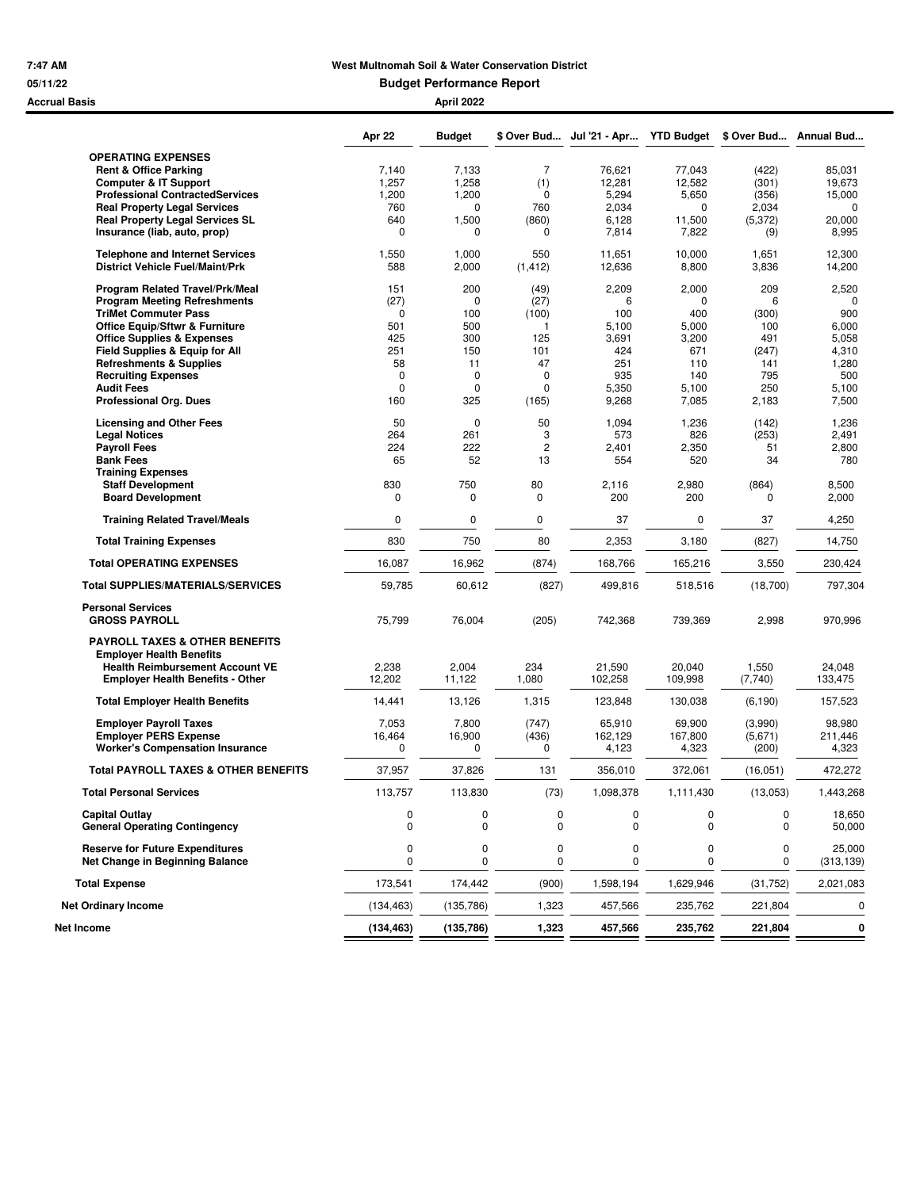**7:47 AM** **West Multnomah Soil & Water Conservation District**
**05/11/22** **Budget Performance Report**
**Accrual Basis** **April 2022**

| | Apr 22 | Budget | $ Over Bud... | Jul '21 - Apr... | YTD Budget | $ Over Bud... | Annual Bud... |
|---|---|---|---|---|---|---|---|
| **OPERATING EXPENSES** | | | | | | | |
| **Rent & Office Parking** | 7,140 | 7,133 | 7 | 76,621 | 77,043 | (422) | 85,031 |
| **Computer & IT Support** | 1,257 | 1,258 | (1) | 12,281 | 12,582 | (301) | 19,673 |
| **Professional ContractedServices** | 1,200 | 1,200 | 0 | 5,294 | 5,650 | (356) | 15,000 |
| **Real Property Legal Services** | 760 | 0 | 760 | 2,034 | 0 | 2,034 | 0 |
| **Real Property Legal Services SL** | 640 | 1,500 | (860) | 6,128 | 11,500 | (5,372) | 20,000 |
| **Insurance (liab, auto, prop)** | 0 | 0 | 0 | 7,814 | 7,822 | (9) | 8,995 |
| **Telephone and Internet Services** | 1,550 | 1,000 | 550 | 11,651 | 10,000 | 1,651 | 12,300 |
| **District Vehicle Fuel/Maint/Prk** | 588 | 2,000 | (1,412) | 12,636 | 8,800 | 3,836 | 14,200 |
| **Program Related Travel/Prk/Meal** | 151 | 200 | (49) | 2,209 | 2,000 | 209 | 2,520 |
| **Program Meeting Refreshments** | (27) | 0 | (27) | 6 | 0 | 6 | 0 |
| **TriMet Commuter Pass** | 0 | 100 | (100) | 100 | 400 | (300) | 900 |
| **Office Equip/Sftwr & Furniture** | 501 | 500 | 1 | 5,100 | 5,000 | 100 | 6,000 |
| **Office Supplies & Expenses** | 425 | 300 | 125 | 3,691 | 3,200 | 491 | 5,058 |
| **Field Supplies & Equip for All** | 251 | 150 | 101 | 424 | 671 | (247) | 4,310 |
| **Refreshments & Supplies** | 58 | 11 | 47 | 251 | 110 | 141 | 1,280 |
| **Recruiting Expenses** | 0 | 0 | 0 | 935 | 140 | 795 | 500 |
| **Audit Fees** | 0 | 0 | 0 | 5,350 | 5,100 | 250 | 5,100 |
| **Professional Org. Dues** | 160 | 325 | (165) | 9,268 | 7,085 | 2,183 | 7,500 |
| **Licensing and Other Fees** | 50 | 0 | 50 | 1,094 | 1,236 | (142) | 1,236 |
| **Legal Notices** | 264 | 261 | 3 | 573 | 826 | (253) | 2,491 |
| **Payroll Fees** | 224 | 222 | 2 | 2,401 | 2,350 | 51 | 2,800 |
| **Bank Fees** | 65 | 52 | 13 | 554 | 520 | 34 | 780 |
| **Training Expenses** | | | | | | | |
| **Staff Development** | 830 | 750 | 80 | 2,116 | 2,980 | (864) | 8,500 |
| **Board Development** | 0 | 0 | 0 | 200 | 200 | 0 | 2,000 |
| **Training Related Travel/Meals** | 0 | 0 | 0 | 37 | 0 | 37 | 4,250 |
| **Total Training Expenses** | 830 | 750 | 80 | 2,353 | 3,180 | (827) | 14,750 |
| **Total OPERATING EXPENSES** | 16,087 | 16,962 | (874) | 168,766 | 165,216 | 3,550 | 230,424 |
| **Total SUPPLIES/MATERIALS/SERVICES** | 59,785 | 60,612 | (827) | 499,816 | 518,516 | (18,700) | 797,304 |
| **Personal Services** | | | | | | | |
| **GROSS PAYROLL** | 75,799 | 76,004 | (205) | 742,368 | 739,369 | 2,998 | 970,996 |
| **PAYROLL TAXES & OTHER BENEFITS** | | | | | | | |
| **Employer Health Benefits** | | | | | | | |
| **Health Reimbursement Account VE** | 2,238 | 2,004 | 234 | 21,590 | 20,040 | 1,550 | 24,048 |
| **Employer Health Benefits - Other** | 12,202 | 11,122 | 1,080 | 102,258 | 109,998 | (7,740) | 133,475 |
| **Total Employer Health Benefits** | 14,441 | 13,126 | 1,315 | 123,848 | 130,038 | (6,190) | 157,523 |
| **Employer Payroll Taxes** | 7,053 | 7,800 | (747) | 65,910 | 69,900 | (3,990) | 98,980 |
| **Employer PERS Expense** | 16,464 | 16,900 | (436) | 162,129 | 167,800 | (5,671) | 211,446 |
| **Worker's Compensation Insurance** | 0 | 0 | 0 | 4,123 | 4,323 | (200) | 4,323 |
| **Total PAYROLL TAXES & OTHER BENEFITS** | 37,957 | 37,826 | 131 | 356,010 | 372,061 | (16,051) | 472,272 |
| **Total Personal Services** | 113,757 | 113,830 | (73) | 1,098,378 | 1,111,430 | (13,053) | 1,443,268 |
| **Capital Outlay** | 0 | 0 | 0 | 0 | 0 | 0 | 18,650 |
| **General Operating Contingency** | 0 | 0 | 0 | 0 | 0 | 0 | 50,000 |
| **Reserve for Future Expenditures** | 0 | 0 | 0 | 0 | 0 | 0 | 25,000 |
| **Net Change in Beginning Balance** | 0 | 0 | 0 | 0 | 0 | 0 | (313,139) |
| **Total Expense** | 173,541 | 174,442 | (900) | 1,598,194 | 1,629,946 | (31,752) | 2,021,083 |
| **Net Ordinary Income** | (134,463) | (135,786) | 1,323 | 457,566 | 235,762 | 221,804 | 0 |
| **Net Income** | **(134,463)** | **(135,786)** | **1,323** | **457,566** | **235,762** | **221,804** | **0** |